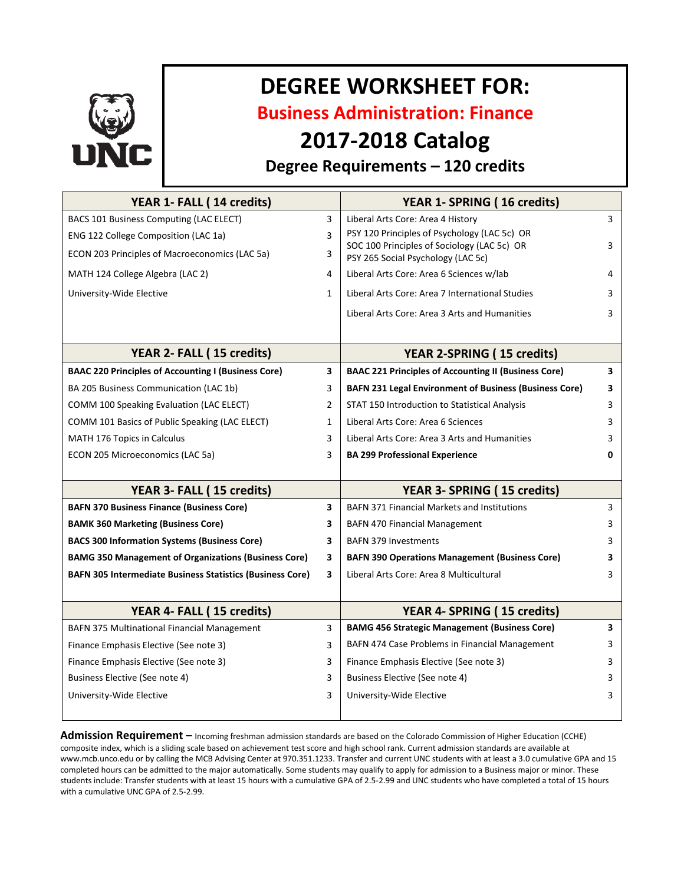# DEGREE WORKSHEET FOR:

## Business Administration: Finance

## 2017-2018 Catalog

### Degree Requirements – 120 credits

| YEAR 1- FALL ( 14 credits) | | YEAR 1- SPRING ( 16 credits) | |
|---|---|---|---|
| BACS 101 Business Computing (LAC ELECT) | 3 | Liberal Arts Core: Area 4 History | 3 |
| ENG 122 College Composition (LAC 1a) | 3 | PSY 120 Principles of Psychology (LAC 5c) OR SOC 100 Principles of Sociology (LAC 5c) OR PSY 265 Social Psychology (LAC 5c) | 3 |
| ECON 203 Principles of Macroeconomics (LAC 5a) | 3 | | |
| MATH 124 College Algebra (LAC 2) | 4 | Liberal Arts Core: Area 6 Sciences w/lab | 4 |
| University-Wide Elective | 1 | Liberal Arts Core: Area 7 International Studies | 3 |
| | | Liberal Arts Core: Area 3 Arts and Humanities | 3 |

| YEAR 2- FALL ( 15 credits) | | YEAR 2-SPRING ( 15 credits) | |
|---|---|---|---|
| **BAAC 220 Principles of Accounting I (Business Core)** | **3** | **BAAC 221 Principles of Accounting II (Business Core)** | **3** |
| BA 205 Business Communication (LAC 1b) | 3 | **BAFN 231 Legal Environment of Business (Business Core)** | **3** |
| COMM 100 Speaking Evaluation (LAC ELECT) | 2 | STAT 150 Introduction to Statistical Analysis | 3 |
| COMM 101 Basics of Public Speaking (LAC ELECT) | 1 | Liberal Arts Core: Area 6 Sciences | 3 |
| MATH 176 Topics in Calculus | 3 | Liberal Arts Core: Area 3 Arts and Humanities | 3 |
| ECON 205 Microeconomics (LAC 5a) | 3 | **BA 299 Professional Experience** | **0** |

| YEAR 3- FALL ( 15 credits) | | YEAR 3- SPRING ( 15 credits) | |
|---|---|---|---|
| **BAFN 370 Business Finance (Business Core)** | **3** | BAFN 371 Financial Markets and Institutions | 3 |
| **BAMK 360 Marketing (Business Core)** | **3** | BAFN 470 Financial Management | 3 |
| **BACS 300 Information Systems (Business Core)** | **3** | BAFN 379 Investments | 3 |
| **BAMG 350 Management of Organizations (Business Core)** | **3** | **BAFN 390 Operations Management (Business Core)** | **3** |
| **BAFN 305 Intermediate Business Statistics (Business Core)** | **3** | Liberal Arts Core: Area 8 Multicultural | 3 |

| YEAR 4- FALL ( 15 credits) | | YEAR 4- SPRING ( 15 credits) | |
|---|---|---|---|
| BAFN 375 Multinational Financial Management | 3 | **BAMG 456 Strategic Management (Business Core)** | **3** |
| Finance Emphasis Elective (See note 3) | 3 | BAFN 474 Case Problems in Financial Management | 3 |
| Finance Emphasis Elective (See note 3) | 3 | Finance Emphasis Elective (See note 3) | 3 |
| Business Elective (See note 4) | 3 | Business Elective (See note 4) | 3 |
| University-Wide Elective | 3 | University-Wide Elective | 3 |

**Admission Requirement –** Incoming freshman admission standards are based on the Colorado Commission of Higher Education (CCHE) composite index, which is a sliding scale based on achievement test score and high school rank. Current admission standards are available at www.mcb.unco.edu or by calling the MCB Advising Center at 970.351.1233. Transfer and current UNC students with at least a 3.0 cumulative GPA and 15 completed hours can be admitted to the major automatically. Some students may qualify to apply for admission to a Business major or minor. These students include: Transfer students with at least 15 hours with a cumulative GPA of 2.5-2.99 and UNC students who have completed a total of 15 hours with a cumulative UNC GPA of 2.5-2.99.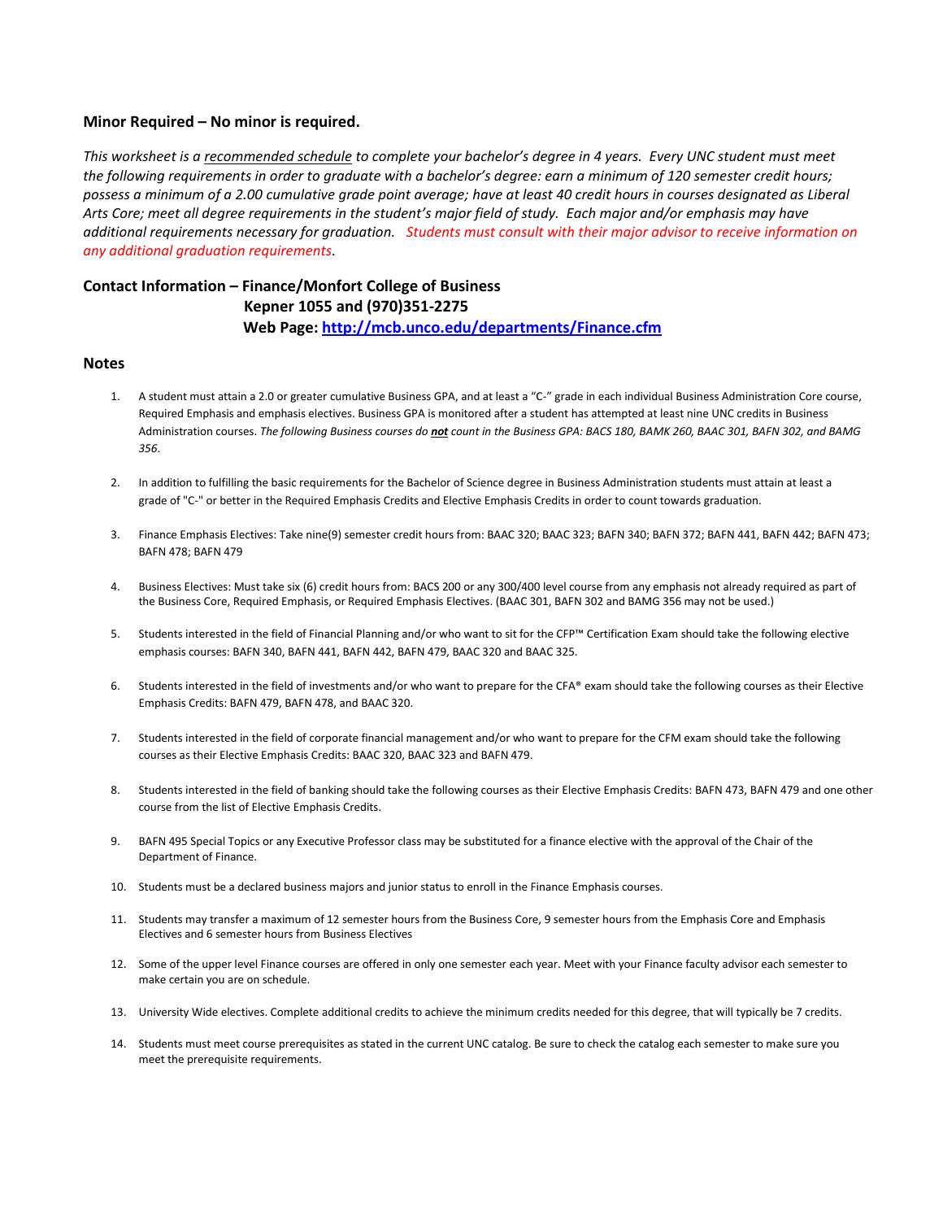**Minor Required – No minor is required.**

*This worksheet is a recommended schedule to complete your bachelor's degree in 4 years. Every UNC student must meet the following requirements in order to graduate with a bachelor's degree: earn a minimum of 120 semester credit hours; possess a minimum of a 2.00 cumulative grade point average; have at least 40 credit hours in courses designated as Liberal Arts Core; meet all degree requirements in the student's major field of study. Each major and/or emphasis may have additional requirements necessary for graduation. Students must consult with their major advisor to receive information on any additional graduation requirements.*

**Contact Information – Finance/Monfort College of Business**
**Kepner 1055 and (970)351-2275**
**Web Page: [http://mcb.unco.edu/departments/Finance.cfm](http://mcb.unco.edu/departments/Finance.cfm)**

**Notes**

1. A student must attain a 2.0 or greater cumulative Business GPA, and at least a "C-" grade in each individual Business Administration Core course, Required Emphasis and emphasis electives. Business GPA is monitored after a student has attempted at least nine UNC credits in Business Administration courses. *The following Business courses do **not** count in the Business GPA: BACS 180, BAMK 260, BAAC 301, BAFN 302, and BAMG 356.*
2. In addition to fulfilling the basic requirements for the Bachelor of Science degree in Business Administration students must attain at least a grade of "C-" or better in the Required Emphasis Credits and Elective Emphasis Credits in order to count towards graduation.
3. Finance Emphasis Electives: Take nine(9) semester credit hours from: BAAC 320; BAAC 323; BAFN 340; BAFN 372; BAFN 441, BAFN 442; BAFN 473; BAFN 478; BAFN 479
4. Business Electives: Must take six (6) credit hours from: BACS 200 or any 300/400 level course from any emphasis not already required as part of the Business Core, Required Emphasis, or Required Emphasis Electives. (BAAC 301, BAFN 302 and BAMG 356 may not be used.)
5. Students interested in the field of Financial Planning and/or who want to sit for the CFP™ Certification Exam should take the following elective emphasis courses: BAFN 340, BAFN 441, BAFN 442, BAFN 479, BAAC 320 and BAAC 325.
6. Students interested in the field of investments and/or who want to prepare for the CFA® exam should take the following courses as their Elective Emphasis Credits: BAFN 479, BAFN 478, and BAAC 320.
7. Students interested in the field of corporate financial management and/or who want to prepare for the CFM exam should take the following courses as their Elective Emphasis Credits: BAAC 320, BAAC 323 and BAFN 479.
8. Students interested in the field of banking should take the following courses as their Elective Emphasis Credits: BAFN 473, BAFN 479 and one other course from the list of Elective Emphasis Credits.
9. BAFN 495 Special Topics or any Executive Professor class may be substituted for a finance elective with the approval of the Chair of the Department of Finance.
10. Students must be a declared business majors and junior status to enroll in the Finance Emphasis courses.
11. Students may transfer a maximum of 12 semester hours from the Business Core, 9 semester hours from the Emphasis Core and Emphasis Electives and 6 semester hours from Business Electives
12. Some of the upper level Finance courses are offered in only one semester each year. Meet with your Finance faculty advisor each semester to make certain you are on schedule.
13. University Wide electives. Complete additional credits to achieve the minimum credits needed for this degree, that will typically be 7 credits.
14. Students must meet course prerequisites as stated in the current UNC catalog. Be sure to check the catalog each semester to make sure you meet the prerequisite requirements.